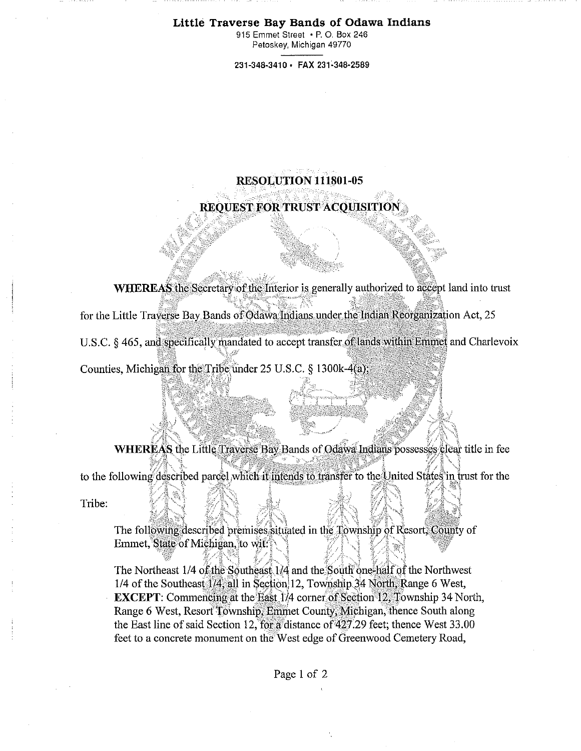**Little Traverse Bay Bands of Odawa Indians**
915 Emmet Street • P. O. Box 246
Petoskey, Michigan 49770

231-348-3410 • FAX 231-348-2589

# RESOLUTION 111801-05

## REQUEST FOR TRUST ACQUISITION

**WHEREAS** the Secretary of the Interior is generally authorized to accept land into trust for the Little Traverse Bay Bands of Odawa Indians under the Indian Reorganization Act, 25 U.S.C. § 465, and specifically mandated to accept transfer of lands within Emmet and Charlevoix Counties, Michigan for the Tribe under 25 U.S.C. § 1300k-4(a);

**WHEREAS** the Little Traverse Bay Bands of Odawa Indians possesses clear title in fee to the following described parcel which it intends to transfer to the United States in trust for the Tribe:

> The following described premises situated in the Township of Resort, County of Emmet, State of Michigan, to wit:
>
> The Northeast 1/4 of the Southeast 1/4 and the South one-half of the Northwest 1/4 of the Southeast 1/4, all in Section 12, Township 34 North, Range 6 West, **EXCEPT**: Commencing at the East 1/4 corner of Section 12, Township 34 North, Range 6 West, Resort Township, Emmet County, Michigan, thence South along the East line of said Section 12, for a distance of 427.29 feet; thence West 33.00 feet to a concrete monument on the West edge of Greenwood Cemetery Road,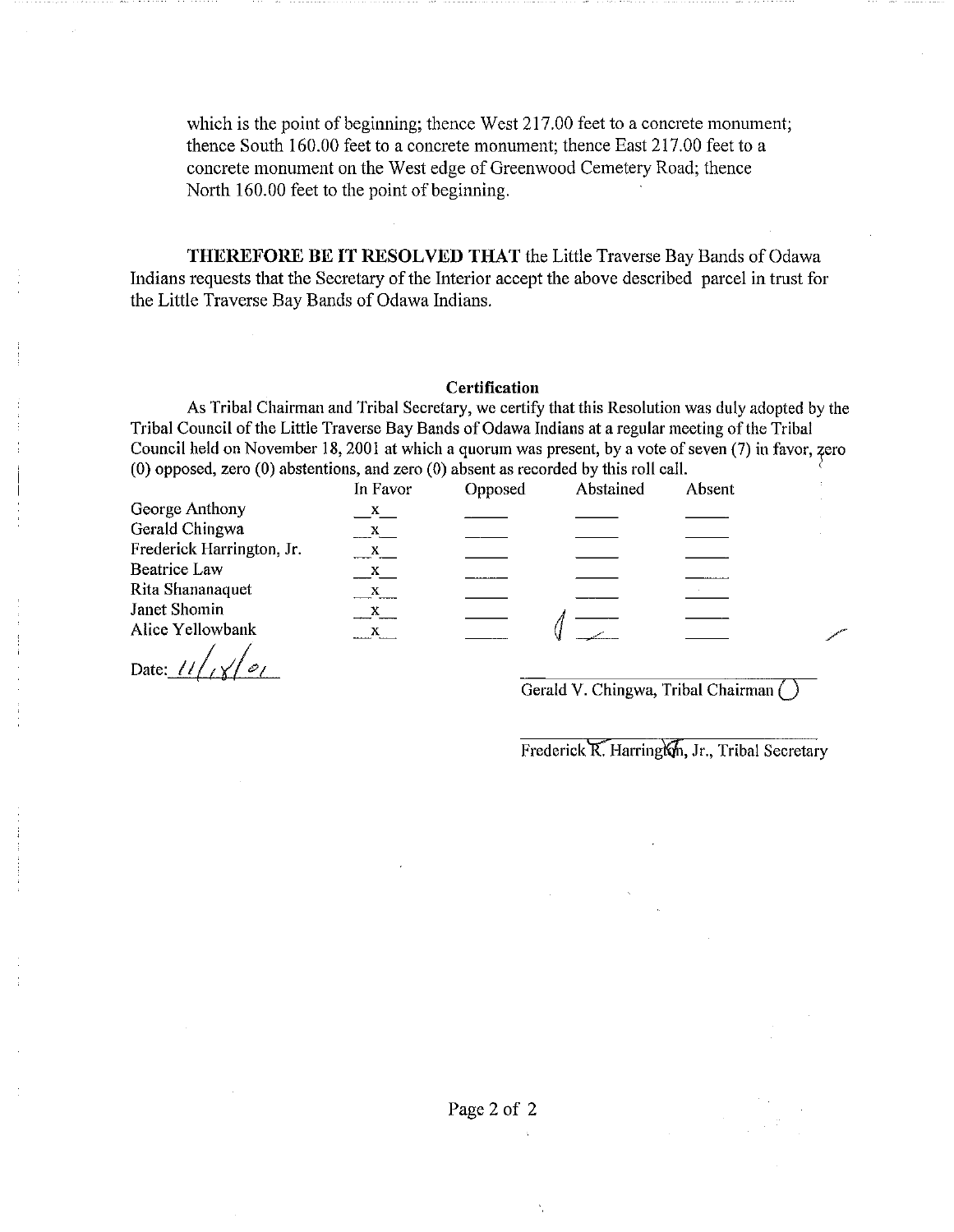which is the point of beginning; thence West 217.00 feet to a concrete monument; thence South 160.00 feet to a concrete monument; thence East 217.00 feet to a concrete monument on the West edge of Greenwood Cemetery Road; thence North 160.00 feet to the point of beginning.

**THEREFORE BE IT RESOLVED THAT** the Little Traverse Bay Bands of Odawa Indians requests that the Secretary of the Interior accept the above described parcel in trust for the Little Traverse Bay Bands of Odawa Indians.

**Certification**

As Tribal Chairman and Tribal Secretary, we certify that this Resolution was duly adopted by the Tribal Council of the Little Traverse Bay Bands of Odawa Indians at a regular meeting of the Tribal Council held on November 18, 2001 at which a quorum was present, by a vote of seven (7) in favor, zero (0) opposed, zero (0) abstentions, and zero (0) absent as recorded by this roll call.

| | In Favor | Opposed | Abstained | Absent |
|---|---|---|---|---|
| George Anthony | x | | | |
| Gerald Chingwa | x | | | |
| Frederick Harrington, Jr. | x | | | |
| Beatrice Law | x | | | |
| Rita Shananaquet | x | | | |
| Janet Shomin | x | | | |
| Alice Yellowbank | x | | | |

Date: 11/18/01

Gerald V. Chingwa, Tribal Chairman

Frederick R. Harrington, Jr., Tribal Secretary